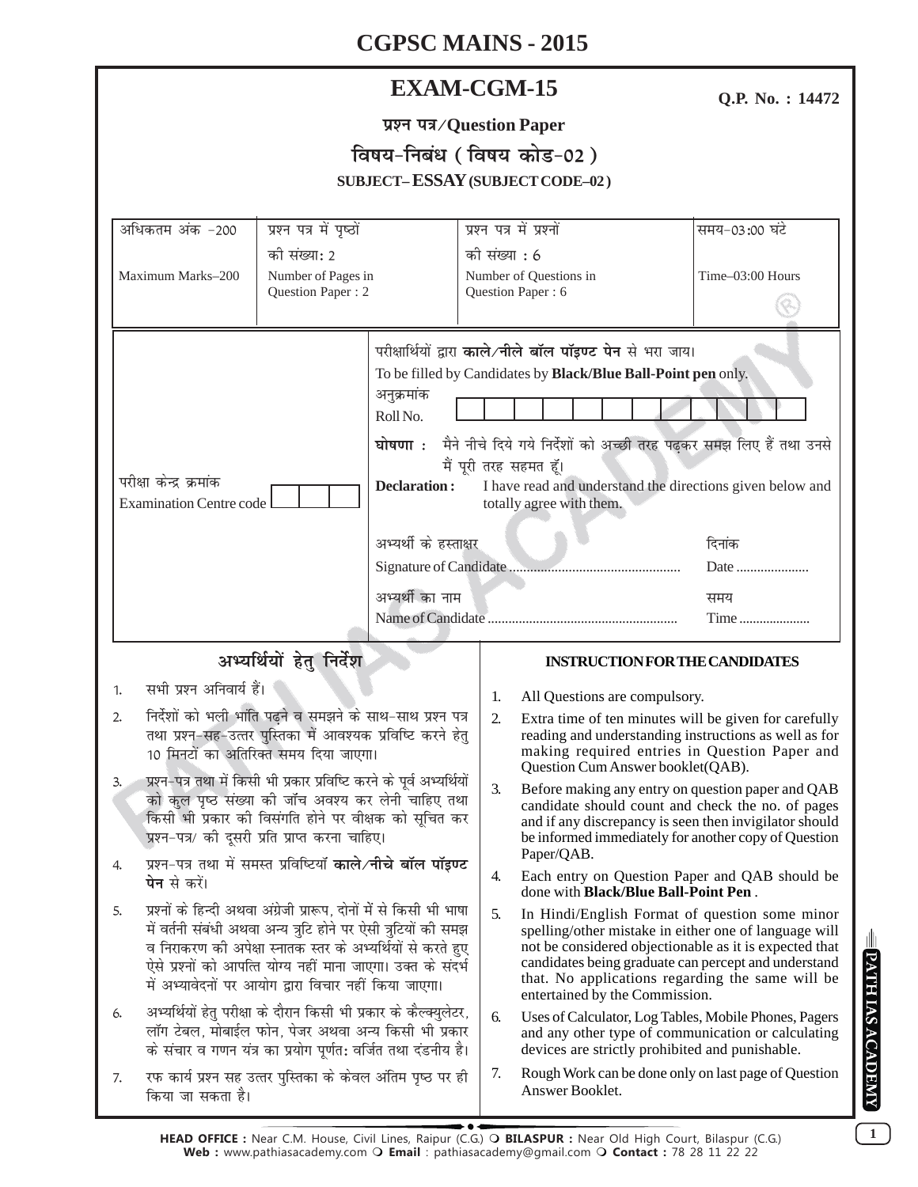# CGPSC MAINS - 2015

## EXAM-CGM-15

**Q.P. No. : 14472**

**प्रश्न पत्र/Question Paper**

**विषय-निबंध ( विषय कोड-02 )**

**SUBJECT– ESSAY (SUBJECT CODE–02)**

| अधिकतम अंक -200 | प्रश्न पत्र में पृष्ठों की संख्या: 2 | प्रश्न पत्र में प्रश्नों की संख्या : 6 | समय-03:00 घंटे |
|---|---|---|---|
| Maximum Marks–200 | Number of Pages in Question Paper : 2 | Number of Questions in Question Paper : 6 | Time–03:00 Hours |

परीक्षार्थियों द्वारा **काले/नीले बॉल पॉइण्ट पेन** से भरा जाय।
To be filled by Candidates by **Black/Blue Ball-Point pen** only.

अनुक्रमांक
Roll No.

परीक्षा केन्द्र क्रमांक
Examination Centre code

**घोषणा :** मैने नीचे दिये गये निर्देशों को अच्छी तरह पढ़कर समझ लिए हैं तथा उनसे मैं पूरी तरह सहमत हूँ।

**Declaration :** I have read and understand the directions given below and totally agree with them.

अभ्यर्थी के हस्ताक्षर
Signature of Candidate ................................................

दिनांक
Date ....................

अभ्यर्थी का नाम
Name of Candidate ......................................................

समय
Time ....................

### अभ्यर्थियों हेतु निर्देश

1. सभी प्रश्न अनिवार्य हैं।
2. निर्देशों को भली भांति पढ़ने व समझने के साथ-साथ प्रश्न पत्र तथा प्रश्न-सह-उत्तर पुस्तिका में आवश्यक प्रविष्टि करने हेतु 10 मिनटों का अतिरिक्त समय दिया जाएगा।
3. प्रश्न-पत्र तथा में किसी भी प्रकार प्रविष्टि करने के पूर्व अभ्यर्थियों को कुल पृष्ठ संख्या की जाँच अवश्य कर लेनी चाहिए तथा किसी भी प्रकार की विसंगति होने पर वीक्षक को सूचित कर प्रश्न-पत्र/ की दूसरी प्रति प्राप्त करना चाहिए।
4. प्रश्न-पत्र तथा में समस्त प्रविष्टियाँ **काले/नीचे बॉल पॉइण्ट पेन** से करें।
5. प्रश्नों के हिन्दी अथवा अंग्रेजी प्रारूप, दोनों में से किसी भी भाषा में वर्तनी संबंधी अथवा अन्य त्रुटि होने पर ऐसी त्रुटियों की समझ व निराकरण की अपेक्षा स्नातक स्तर के अभ्यर्थियों से करते हुए ऐसे प्रश्नों को आपत्ति योग्य नहीं माना जाएगा। उक्त के संदर्भ में अभ्यावेदनों पर आयोग द्वारा विचार नहीं किया जाएगा।
6. अभ्यर्थियों हेतु परीक्षा के दौरान किसी भी प्रकार के कैल्क्युलेटर, लॉग टेबल, मोबाईल फोन, पेजर अथवा अन्य किसी भी प्रकार के संचार व गणन यंत्र का प्रयोग पूर्णत: वर्जित तथा दंडनीय है।
7. रफ कार्य प्रश्न सह उत्तर पुस्तिका के केवल अंतिम पृष्ठ पर ही किया जा सकता है।

### INSTRUCTION FOR THE CANDIDATES

1. All Questions are compulsory.
2. Extra time of ten minutes will be given for carefully reading and understanding instructions as well as for making required entries in Question Paper and Question Cum Answer booklet(QAB).
3. Before making any entry on question paper and QAB candidate should count and check the no. of pages and if any discrepancy is seen then invigilator should be informed immediately for another copy of Question Paper/QAB.
4. Each entry on Question Paper and QAB should be done with **Black/Blue Ball-Point Pen** .
5. In Hindi/English Format of question some minor spelling/other mistake in either one of language will not be considered objectionable as it is expected that candidates being graduate can percept and understand that. No applications regarding the same will be entertained by the Commission.
6. Uses of Calculator, Log Tables, Mobile Phones, Pagers and any other type of communication or calculating devices are strictly prohibited and punishable.
7. Rough Work can be done only on last page of Question Answer Booklet.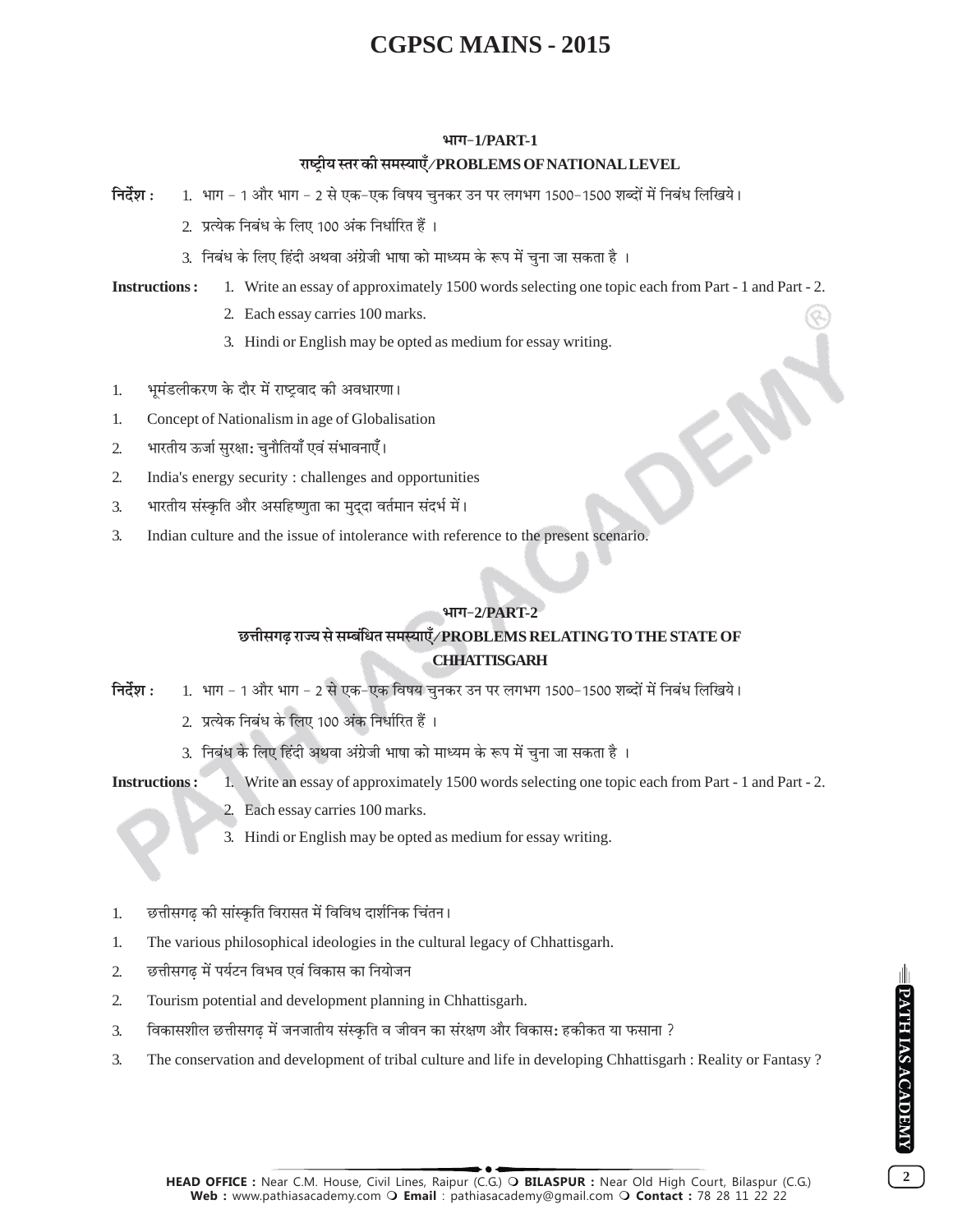# CGPSC MAINS - 2015

## भाग-1/PART-1

### राष्ट्रीय स्तर की समस्याएँ/PROBLEMS OF NATIONAL LEVEL

**निर्देश :**
1. भाग - 1 और भाग - 2 से एक-एक विषय चुनकर उन पर लगभग 1500-1500 शब्दों में निबंध लिखिये।
2. प्रत्येक निबंध के लिए 100 अंक निर्धारित हैं ।
3. निबंध के लिए हिंदी अथवा अंग्रेजी भाषा को माध्यम के रूप में चुना जा सकता है ।

**Instructions :**
1. Write an essay of approximately 1500 words selecting one topic each from Part - 1 and Part - 2.
2. Each essay carries 100 marks.
3. Hindi or English may be opted as medium for essay writing.

1. भूमंडलीकरण के दौर में राष्ट्रवाद की अवधारणा।
1. Concept of Nationalism in age of Globalisation
2. भारतीय ऊर्जा सुरक्षा: चुनौतियाँ एवं संभावनाएँ।
2. India's energy security : challenges and opportunities
3. भारतीय संस्कृति और असहिष्णुता का मुद्दा वर्तमान संदर्भ में।
3. Indian culture and the issue of intolerance with reference to the present scenario.

## भाग-2/PART-2

### छत्तीसगढ़ राज्य से सम्बंधित समस्याएँ/PROBLEMS RELATING TO THE STATE OF CHHATTISGARH

**निर्देश :**
1. भाग - 1 और भाग - 2 से एक-एक विषय चुनकर उन पर लगभग 1500-1500 शब्दों में निबंध लिखिये।
2. प्रत्येक निबंध के लिए 100 अंक निर्धारित हैं ।
3. निबंध के लिए हिंदी अथवा अंग्रेजी भाषा को माध्यम के रूप में चुना जा सकता है ।

**Instructions :**
1. Write an essay of approximately 1500 words selecting one topic each from Part - 1 and Part - 2.
2. Each essay carries 100 marks.
3. Hindi or English may be opted as medium for essay writing.

1. छत्तीसगढ़ की सांस्कृति विरासत में विविध दार्शनिक चिंतन।
1. The various philosophical ideologies in the cultural legacy of Chhattisgarh.
2. छत्तीसगढ़ में पर्यटन विभव एवं विकास का नियोजन
2. Tourism potential and development planning in Chhattisgarh.
3. विकासशील छत्तीसगढ़ में जनजातीय संस्कृति व जीवन का संरक्षण और विकास: हकीकत या फसाना ?
3. The conservation and development of tribal culture and life in developing Chhattisgarh : Reality or Fantasy ?